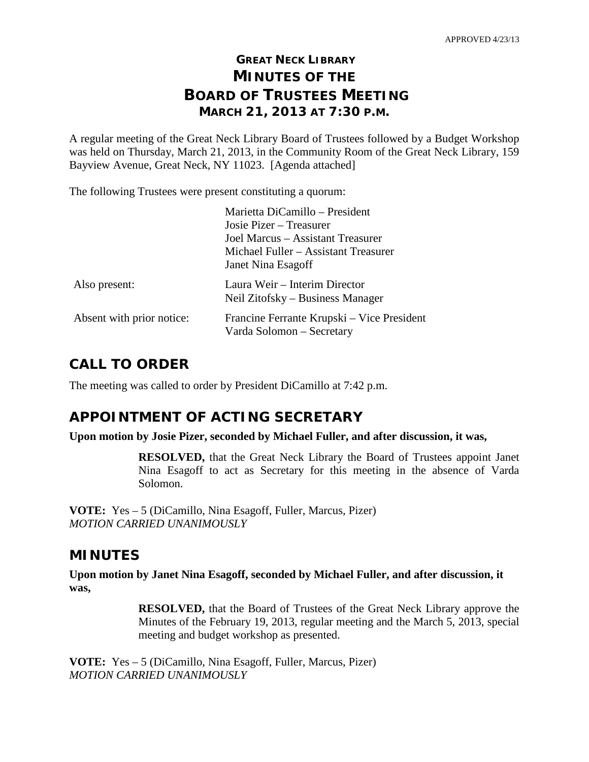APPROVED 4/23/13

# GREAT NECK LIBRARY
# MINUTES OF THE
# BOARD OF TRUSTEES MEETING
## MARCH 21, 2013 AT 7:30 P.M.

A regular meeting of the Great Neck Library Board of Trustees followed by a Budget Workshop was held on Thursday, March 21, 2013, in the Community Room of the Great Neck Library, 159 Bayview Avenue, Great Neck, NY 11023. [Agenda attached]

The following Trustees were present constituting a quorum:

| | |
|---|---|
| | Marietta DiCamillo – President<br>Josie Pizer – Treasurer<br>Joel Marcus – Assistant Treasurer<br>Michael Fuller – Assistant Treasurer<br>Janet Nina Esagoff |
| Also present: | Laura Weir – Interim Director<br>Neil Zitofsky – Business Manager |
| Absent with prior notice: | Francine Ferrante Krupski – Vice President<br>Varda Solomon – Secretary |

## CALL TO ORDER

The meeting was called to order by President DiCamillo at 7:42 p.m.

## APPOINTMENT OF ACTING SECRETARY

**Upon motion by Josie Pizer, seconded by Michael Fuller, and after discussion, it was,**

> **RESOLVED,** that the Great Neck Library the Board of Trustees appoint Janet Nina Esagoff to act as Secretary for this meeting in the absence of Varda Solomon.

**VOTE:** Yes – 5 (DiCamillo, Nina Esagoff, Fuller, Marcus, Pizer)
*MOTION CARRIED UNANIMOUSLY*

## MINUTES

**Upon motion by Janet Nina Esagoff, seconded by Michael Fuller, and after discussion, it was,**

> **RESOLVED,** that the Board of Trustees of the Great Neck Library approve the Minutes of the February 19, 2013, regular meeting and the March 5, 2013, special meeting and budget workshop as presented.

**VOTE:** Yes – 5 (DiCamillo, Nina Esagoff, Fuller, Marcus, Pizer)
*MOTION CARRIED UNANIMOUSLY*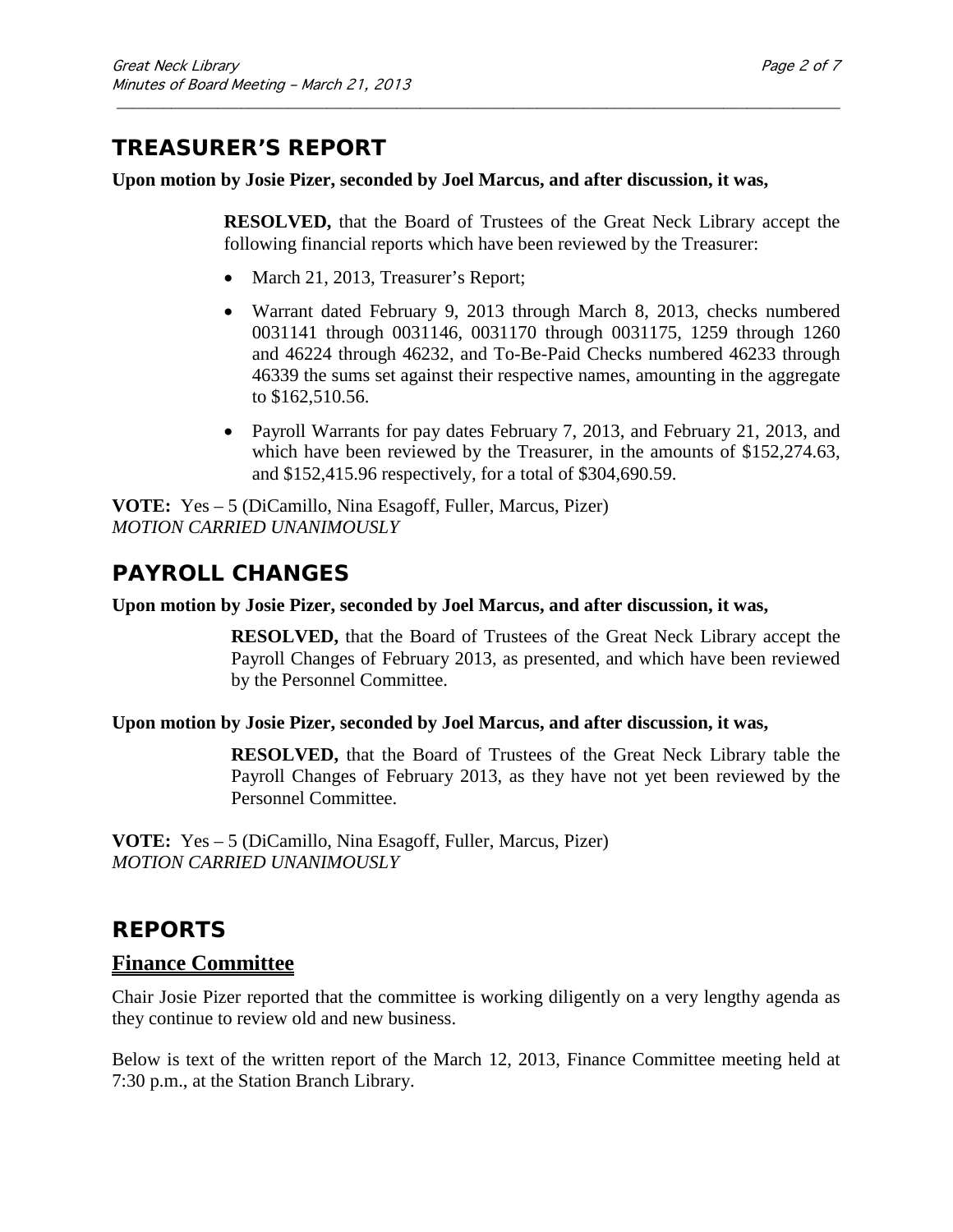## TREASURER'S REPORT

**Upon motion by Josie Pizer, seconded by Joel Marcus, and after discussion, it was,**

> **RESOLVED,** that the Board of Trustees of the Great Neck Library accept the following financial reports which have been reviewed by the Treasurer:
>
> - March 21, 2013, Treasurer's Report;
> - Warrant dated February 9, 2013 through March 8, 2013, checks numbered 0031141 through 0031146, 0031170 through 0031175, 1259 through 1260 and 46224 through 46232, and To-Be-Paid Checks numbered 46233 through 46339 the sums set against their respective names, amounting in the aggregate to $162,510.56.
> - Payroll Warrants for pay dates February 7, 2013, and February 21, 2013, and which have been reviewed by the Treasurer, in the amounts of $152,274.63, and $152,415.96 respectively, for a total of $304,690.59.

**VOTE:** Yes – 5 (DiCamillo, Nina Esagoff, Fuller, Marcus, Pizer)
*MOTION CARRIED UNANIMOUSLY*

## PAYROLL CHANGES

**Upon motion by Josie Pizer, seconded by Joel Marcus, and after discussion, it was,**

> **RESOLVED,** that the Board of Trustees of the Great Neck Library accept the Payroll Changes of February 2013, as presented, and which have been reviewed by the Personnel Committee.

**Upon motion by Josie Pizer, seconded by Joel Marcus, and after discussion, it was,**

> **RESOLVED,** that the Board of Trustees of the Great Neck Library table the Payroll Changes of February 2013, as they have not yet been reviewed by the Personnel Committee.

**VOTE:** Yes – 5 (DiCamillo, Nina Esagoff, Fuller, Marcus, Pizer)
*MOTION CARRIED UNANIMOUSLY*

## REPORTS

### Finance Committee

Chair Josie Pizer reported that the committee is working diligently on a very lengthy agenda as they continue to review old and new business.

Below is text of the written report of the March 12, 2013, Finance Committee meeting held at 7:30 p.m., at the Station Branch Library.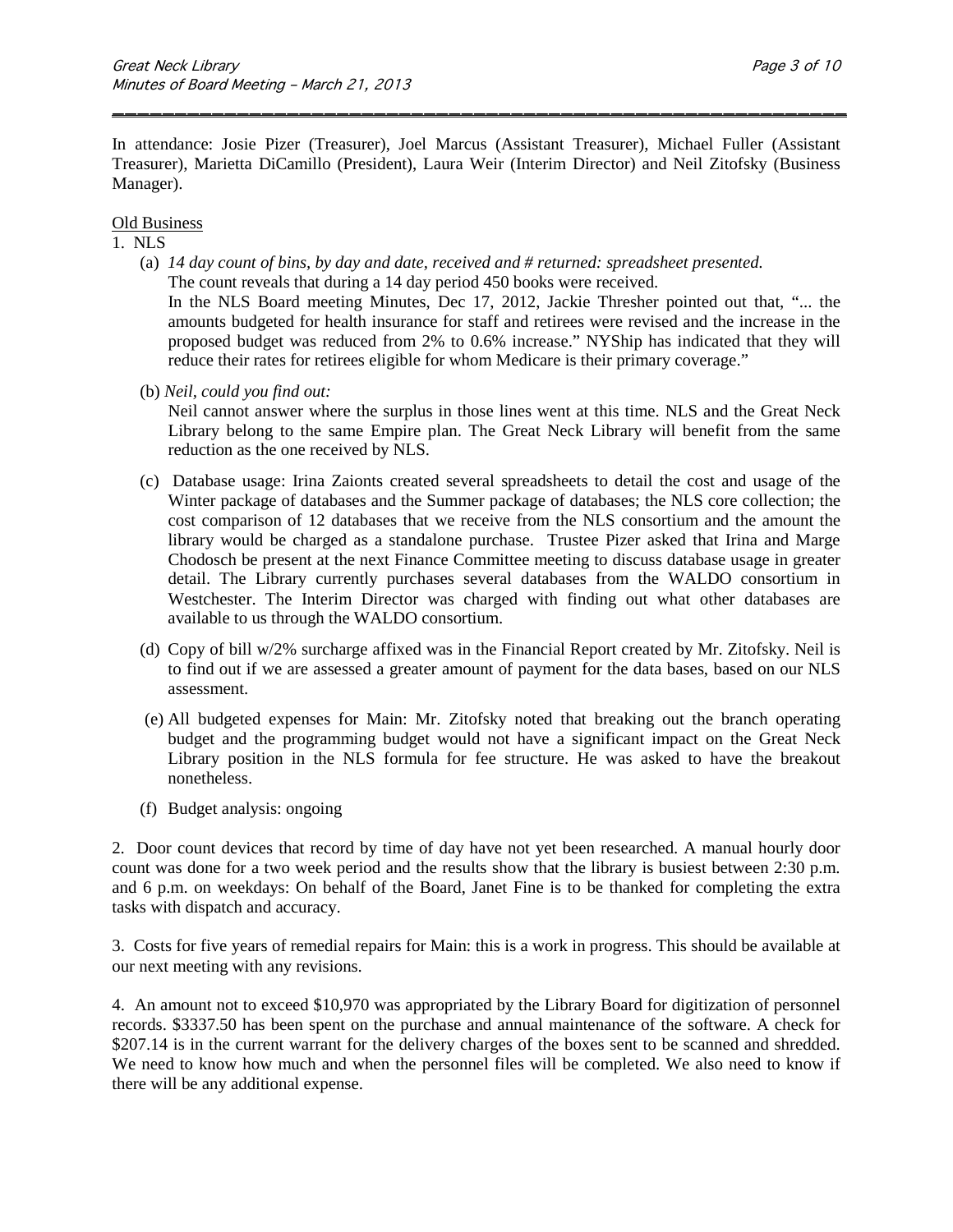In attendance: Josie Pizer (Treasurer), Joel Marcus (Assistant Treasurer), Michael Fuller (Assistant Treasurer), Marietta DiCamillo (President), Laura Weir (Interim Director) and Neil Zitofsky (Business Manager).

Old Business

1. NLS

   (a) *14 day count of bins, by day and date, received and # returned: spreadsheet presented.*
   The count reveals that during a 14 day period 450 books were received.
   In the NLS Board meeting Minutes, Dec 17, 2012, Jackie Thresher pointed out that, "... the amounts budgeted for health insurance for staff and retirees were revised and the increase in the proposed budget was reduced from 2% to 0.6% increase." NYShip has indicated that they will reduce their rates for retirees eligible for whom Medicare is their primary coverage."

   (b) *Neil, could you find out:*
   Neil cannot answer where the surplus in those lines went at this time. NLS and the Great Neck Library belong to the same Empire plan. The Great Neck Library will benefit from the same reduction as the one received by NLS.

   (c) Database usage: Irina Zaionts created several spreadsheets to detail the cost and usage of the Winter package of databases and the Summer package of databases; the NLS core collection; the cost comparison of 12 databases that we receive from the NLS consortium and the amount the library would be charged as a standalone purchase. Trustee Pizer asked that Irina and Marge Chodosch be present at the next Finance Committee meeting to discuss database usage in greater detail. The Library currently purchases several databases from the WALDO consortium in Westchester. The Interim Director was charged with finding out what other databases are available to us through the WALDO consortium.

   (d) Copy of bill w/2% surcharge affixed was in the Financial Report created by Mr. Zitofsky. Neil is to find out if we are assessed a greater amount of payment for the data bases, based on our NLS assessment.

   (e) All budgeted expenses for Main: Mr. Zitofsky noted that breaking out the branch operating budget and the programming budget would not have a significant impact on the Great Neck Library position in the NLS formula for fee structure. He was asked to have the breakout nonetheless.

   (f) Budget analysis: ongoing

2. Door count devices that record by time of day have not yet been researched. A manual hourly door count was done for a two week period and the results show that the library is busiest between 2:30 p.m. and 6 p.m. on weekdays: On behalf of the Board, Janet Fine is to be thanked for completing the extra tasks with dispatch and accuracy.

3. Costs for five years of remedial repairs for Main: this is a work in progress. This should be available at our next meeting with any revisions.

4. An amount not to exceed $10,970 was appropriated by the Library Board for digitization of personnel records. $3337.50 has been spent on the purchase and annual maintenance of the software. A check for $207.14 is in the current warrant for the delivery charges of the boxes sent to be scanned and shredded. We need to know how much and when the personnel files will be completed. We also need to know if there will be any additional expense.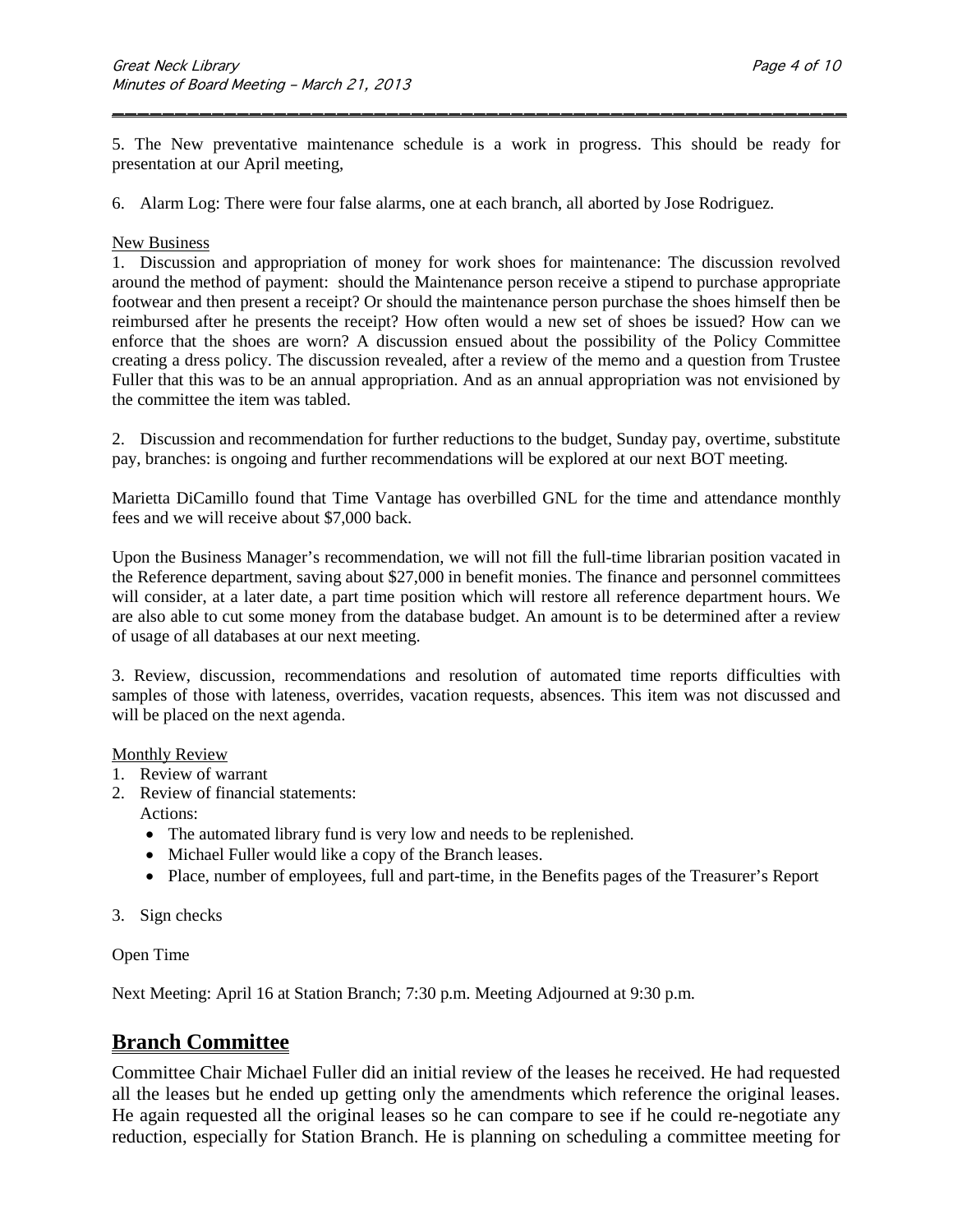5. The New preventative maintenance schedule is a work in progress. This should be ready for presentation at our April meeting,

6. Alarm Log: There were four false alarms, one at each branch, all aborted by Jose Rodriguez.

New Business

1. Discussion and appropriation of money for work shoes for maintenance: The discussion revolved around the method of payment: should the Maintenance person receive a stipend to purchase appropriate footwear and then present a receipt? Or should the maintenance person purchase the shoes himself then be reimbursed after he presents the receipt? How often would a new set of shoes be issued? How can we enforce that the shoes are worn? A discussion ensued about the possibility of the Policy Committee creating a dress policy. The discussion revealed, after a review of the memo and a question from Trustee Fuller that this was to be an annual appropriation. And as an annual appropriation was not envisioned by the committee the item was tabled.

2. Discussion and recommendation for further reductions to the budget, Sunday pay, overtime, substitute pay, branches: is ongoing and further recommendations will be explored at our next BOT meeting.

Marietta DiCamillo found that Time Vantage has overbilled GNL for the time and attendance monthly fees and we will receive about $7,000 back.

Upon the Business Manager's recommendation, we will not fill the full-time librarian position vacated in the Reference department, saving about $27,000 in benefit monies. The finance and personnel committees will consider, at a later date, a part time position which will restore all reference department hours. We are also able to cut some money from the database budget. An amount is to be determined after a review of usage of all databases at our next meeting.

3. Review, discussion, recommendations and resolution of automated time reports difficulties with samples of those with lateness, overrides, vacation requests, absences. This item was not discussed and will be placed on the next agenda.

Monthly Review

1. Review of warrant
2. Review of financial statements:
   Actions:
   - The automated library fund is very low and needs to be replenished.
   - Michael Fuller would like a copy of the Branch leases.
   - Place, number of employees, full and part-time, in the Benefits pages of the Treasurer's Report
3. Sign checks

Open Time

Next Meeting: April 16 at Station Branch; 7:30 p.m. Meeting Adjourned at 9:30 p.m.

## Branch Committee

Committee Chair Michael Fuller did an initial review of the leases he received. He had requested all the leases but he ended up getting only the amendments which reference the original leases. He again requested all the original leases so he can compare to see if he could re-negotiate any reduction, especially for Station Branch. He is planning on scheduling a committee meeting for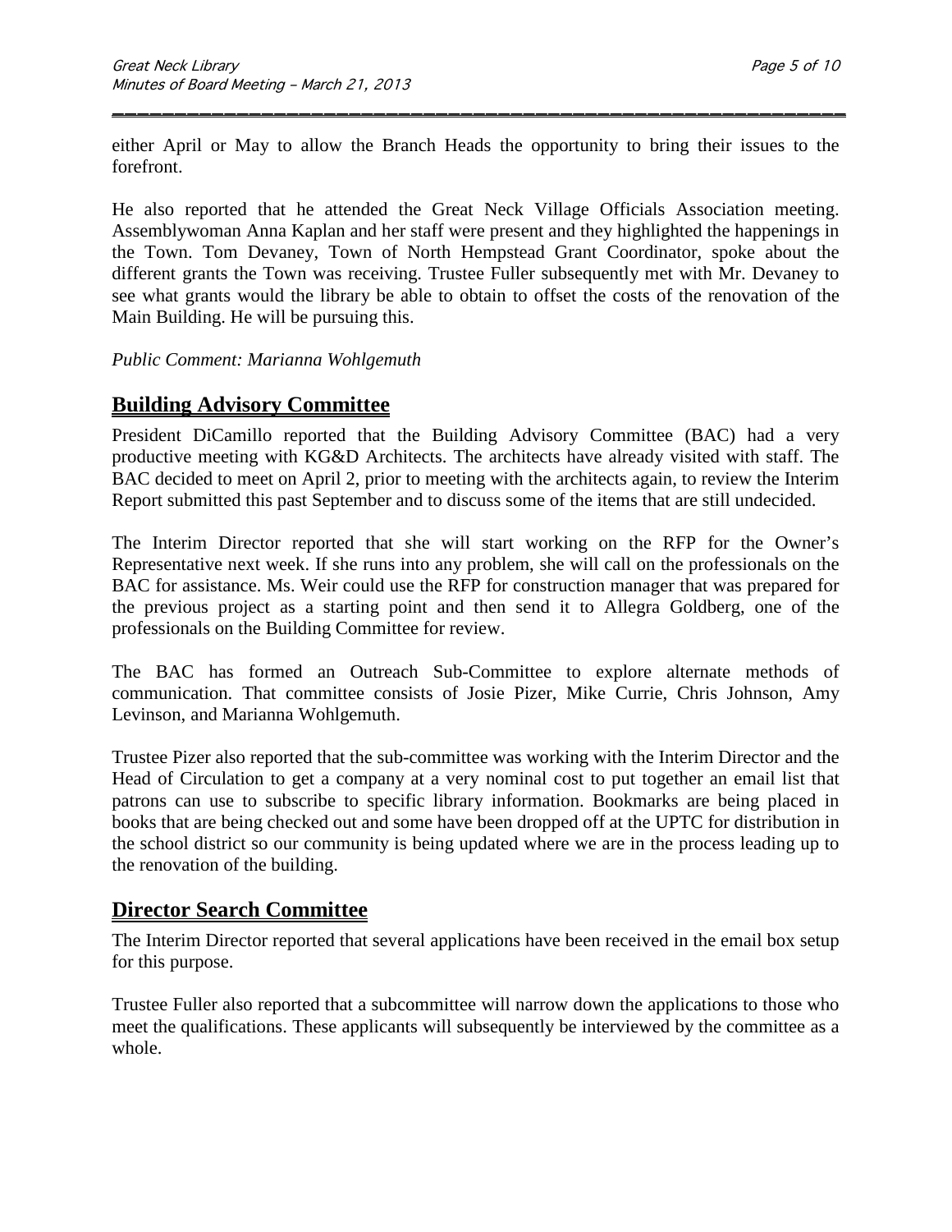either April or May to allow the Branch Heads the opportunity to bring their issues to the forefront.

He also reported that he attended the Great Neck Village Officials Association meeting. Assemblywoman Anna Kaplan and her staff were present and they highlighted the happenings in the Town. Tom Devaney, Town of North Hempstead Grant Coordinator, spoke about the different grants the Town was receiving. Trustee Fuller subsequently met with Mr. Devaney to see what grants would the library be able to obtain to offset the costs of the renovation of the Main Building. He will be pursuing this.

*Public Comment: Marianna Wohlgemuth*

## Building Advisory Committee

President DiCamillo reported that the Building Advisory Committee (BAC) had a very productive meeting with KG&D Architects. The architects have already visited with staff. The BAC decided to meet on April 2, prior to meeting with the architects again, to review the Interim Report submitted this past September and to discuss some of the items that are still undecided.

The Interim Director reported that she will start working on the RFP for the Owner's Representative next week. If she runs into any problem, she will call on the professionals on the BAC for assistance. Ms. Weir could use the RFP for construction manager that was prepared for the previous project as a starting point and then send it to Allegra Goldberg, one of the professionals on the Building Committee for review.

The BAC has formed an Outreach Sub-Committee to explore alternate methods of communication. That committee consists of Josie Pizer, Mike Currie, Chris Johnson, Amy Levinson, and Marianna Wohlgemuth.

Trustee Pizer also reported that the sub-committee was working with the Interim Director and the Head of Circulation to get a company at a very nominal cost to put together an email list that patrons can use to subscribe to specific library information. Bookmarks are being placed in books that are being checked out and some have been dropped off at the UPTC for distribution in the school district so our community is being updated where we are in the process leading up to the renovation of the building.

## Director Search Committee

The Interim Director reported that several applications have been received in the email box setup for this purpose.

Trustee Fuller also reported that a subcommittee will narrow down the applications to those who meet the qualifications. These applicants will subsequently be interviewed by the committee as a whole.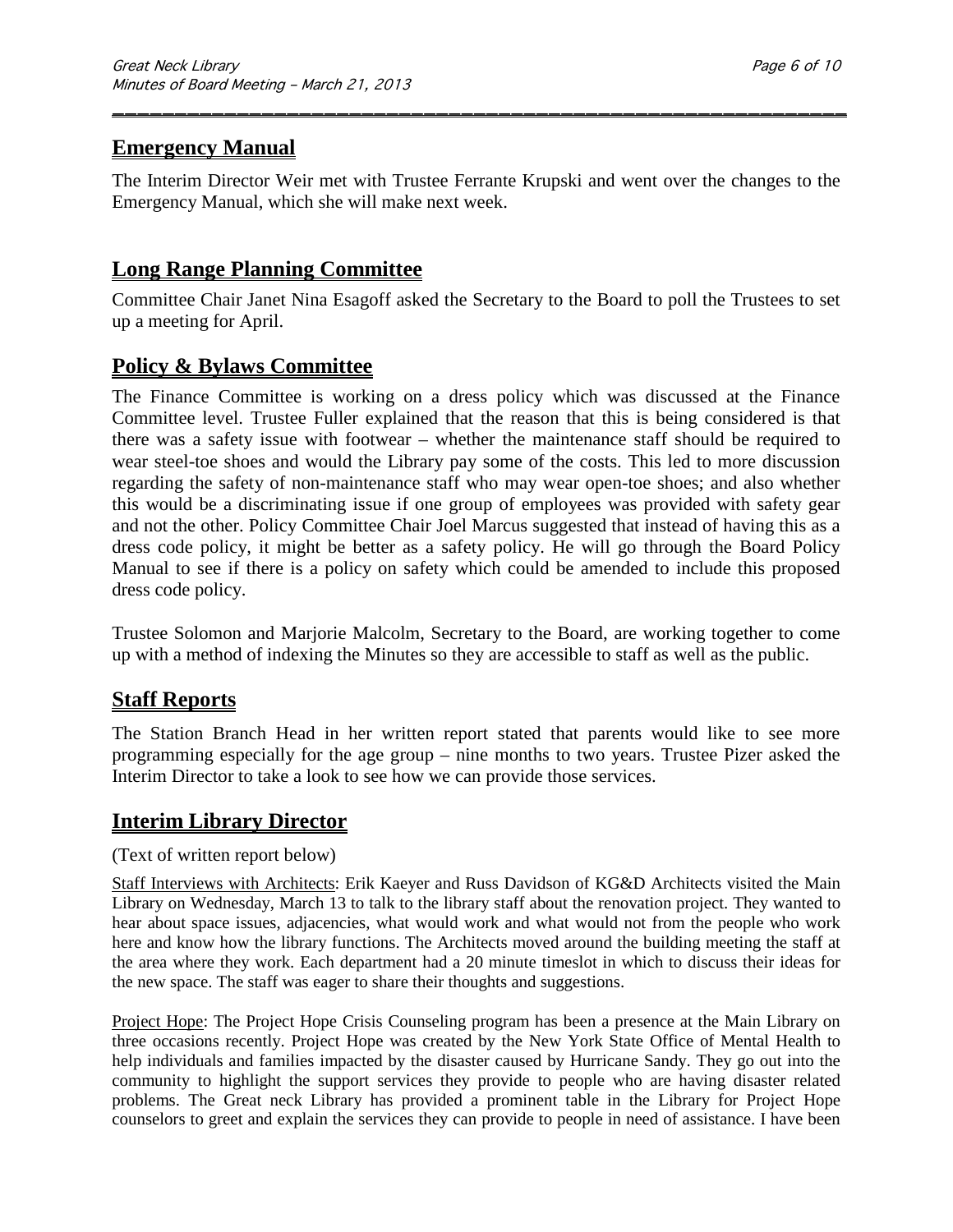## Emergency Manual

The Interim Director Weir met with Trustee Ferrante Krupski and went over the changes to the Emergency Manual, which she will make next week.

## Long Range Planning Committee

Committee Chair Janet Nina Esagoff asked the Secretary to the Board to poll the Trustees to set up a meeting for April.

## Policy & Bylaws Committee

The Finance Committee is working on a dress policy which was discussed at the Finance Committee level. Trustee Fuller explained that the reason that this is being considered is that there was a safety issue with footwear – whether the maintenance staff should be required to wear steel-toe shoes and would the Library pay some of the costs. This led to more discussion regarding the safety of non-maintenance staff who may wear open-toe shoes; and also whether this would be a discriminating issue if one group of employees was provided with safety gear and not the other. Policy Committee Chair Joel Marcus suggested that instead of having this as a dress code policy, it might be better as a safety policy. He will go through the Board Policy Manual to see if there is a policy on safety which could be amended to include this proposed dress code policy.

Trustee Solomon and Marjorie Malcolm, Secretary to the Board, are working together to come up with a method of indexing the Minutes so they are accessible to staff as well as the public.

## Staff Reports

The Station Branch Head in her written report stated that parents would like to see more programming especially for the age group – nine months to two years. Trustee Pizer asked the Interim Director to take a look to see how we can provide those services.

## Interim Library Director

(Text of written report below)

Staff Interviews with Architects: Erik Kaeyer and Russ Davidson of KG&D Architects visited the Main Library on Wednesday, March 13 to talk to the library staff about the renovation project. They wanted to hear about space issues, adjacencies, what would work and what would not from the people who work here and know how the library functions. The Architects moved around the building meeting the staff at the area where they work. Each department had a 20 minute timeslot in which to discuss their ideas for the new space. The staff was eager to share their thoughts and suggestions.

Project Hope: The Project Hope Crisis Counseling program has been a presence at the Main Library on three occasions recently. Project Hope was created by the New York State Office of Mental Health to help individuals and families impacted by the disaster caused by Hurricane Sandy. They go out into the community to highlight the support services they provide to people who are having disaster related problems. The Great neck Library has provided a prominent table in the Library for Project Hope counselors to greet and explain the services they can provide to people in need of assistance. I have been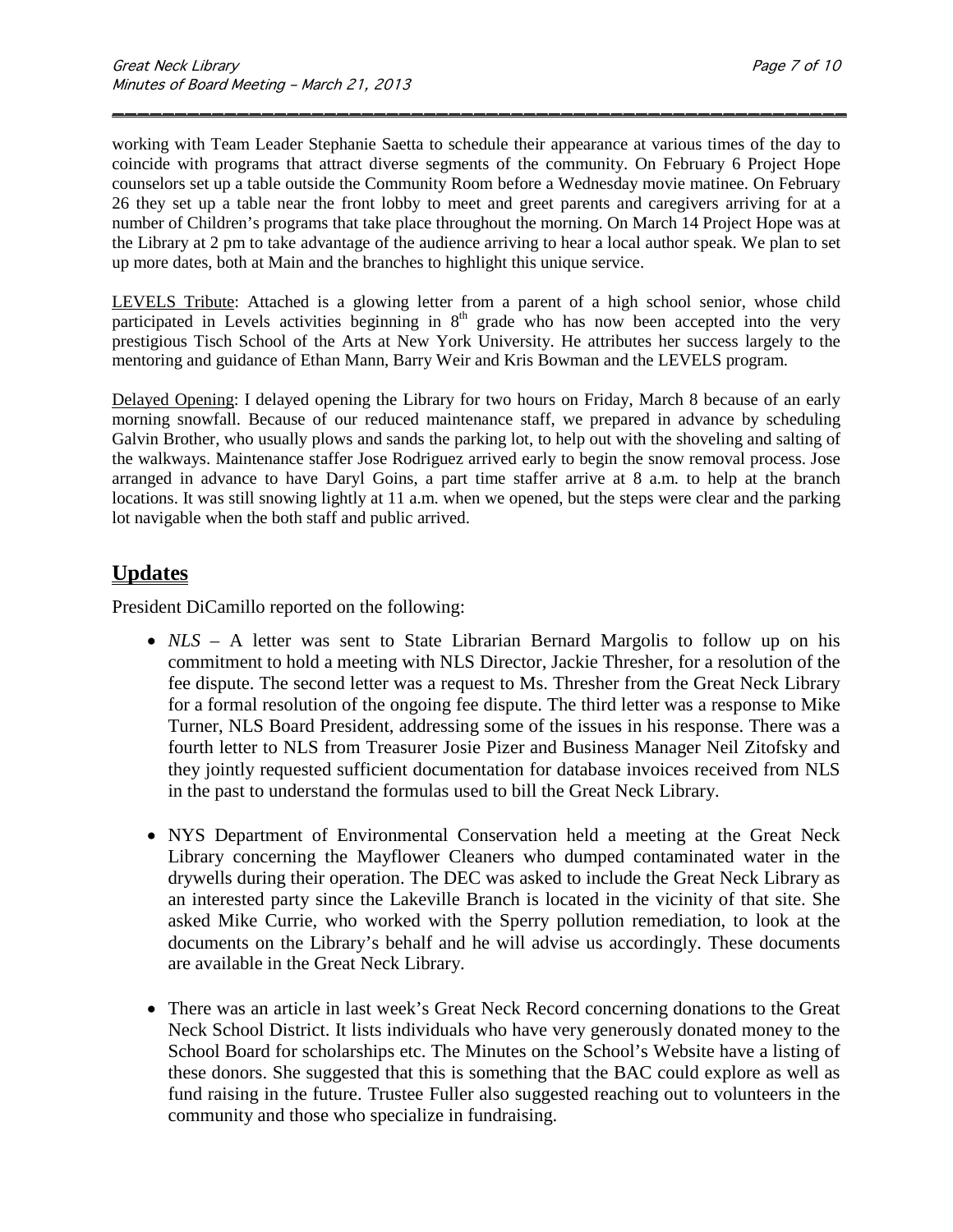working with Team Leader Stephanie Saetta to schedule their appearance at various times of the day to coincide with programs that attract diverse segments of the community. On February 6 Project Hope counselors set up a table outside the Community Room before a Wednesday movie matinee. On February 26 they set up a table near the front lobby to meet and greet parents and caregivers arriving for at a number of Children's programs that take place throughout the morning. On March 14 Project Hope was at the Library at 2 pm to take advantage of the audience arriving to hear a local author speak. We plan to set up more dates, both at Main and the branches to highlight this unique service.

LEVELS Tribute: Attached is a glowing letter from a parent of a high school senior, whose child participated in Levels activities beginning in 8th grade who has now been accepted into the very prestigious Tisch School of the Arts at New York University. He attributes her success largely to the mentoring and guidance of Ethan Mann, Barry Weir and Kris Bowman and the LEVELS program.

Delayed Opening: I delayed opening the Library for two hours on Friday, March 8 because of an early morning snowfall. Because of our reduced maintenance staff, we prepared in advance by scheduling Galvin Brother, who usually plows and sands the parking lot, to help out with the shoveling and salting of the walkways. Maintenance staffer Jose Rodriguez arrived early to begin the snow removal process. Jose arranged in advance to have Daryl Goins, a part time staffer arrive at 8 a.m. to help at the branch locations. It was still snowing lightly at 11 a.m. when we opened, but the steps were clear and the parking lot navigable when the both staff and public arrived.

## Updates

President DiCamillo reported on the following:

- *NLS* – A letter was sent to State Librarian Bernard Margolis to follow up on his commitment to hold a meeting with NLS Director, Jackie Thresher, for a resolution of the fee dispute. The second letter was a request to Ms. Thresher from the Great Neck Library for a formal resolution of the ongoing fee dispute. The third letter was a response to Mike Turner, NLS Board President, addressing some of the issues in his response. There was a fourth letter to NLS from Treasurer Josie Pizer and Business Manager Neil Zitofsky and they jointly requested sufficient documentation for database invoices received from NLS in the past to understand the formulas used to bill the Great Neck Library.

- NYS Department of Environmental Conservation held a meeting at the Great Neck Library concerning the Mayflower Cleaners who dumped contaminated water in the drywells during their operation. The DEC was asked to include the Great Neck Library as an interested party since the Lakeville Branch is located in the vicinity of that site. She asked Mike Currie, who worked with the Sperry pollution remediation, to look at the documents on the Library's behalf and he will advise us accordingly. These documents are available in the Great Neck Library.

- There was an article in last week's Great Neck Record concerning donations to the Great Neck School District. It lists individuals who have very generously donated money to the School Board for scholarships etc. The Minutes on the School's Website have a listing of these donors. She suggested that this is something that the BAC could explore as well as fund raising in the future. Trustee Fuller also suggested reaching out to volunteers in the community and those who specialize in fundraising.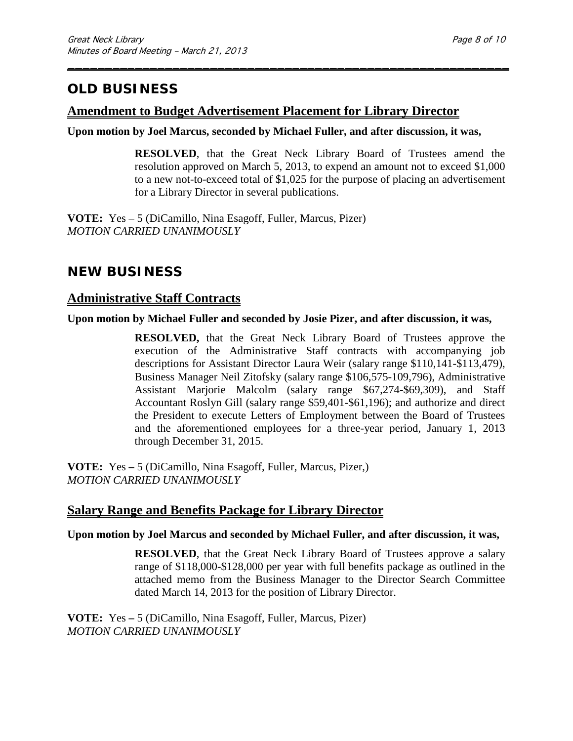## OLD BUSINESS

### Amendment to Budget Advertisement Placement for Library Director

**Upon motion by Joel Marcus, seconded by Michael Fuller, and after discussion, it was,**

> **RESOLVED**, that the Great Neck Library Board of Trustees amend the resolution approved on March 5, 2013, to expend an amount not to exceed $1,000 to a new not-to-exceed total of $1,025 for the purpose of placing an advertisement for a Library Director in several publications.

**VOTE:** Yes – 5 (DiCamillo, Nina Esagoff, Fuller, Marcus, Pizer)
*MOTION CARRIED UNANIMOUSLY*

## NEW BUSINESS

### Administrative Staff Contracts

**Upon motion by Michael Fuller and seconded by Josie Pizer, and after discussion, it was,**

> **RESOLVED,** that the Great Neck Library Board of Trustees approve the execution of the Administrative Staff contracts with accompanying job descriptions for Assistant Director Laura Weir (salary range $110,141-$113,479), Business Manager Neil Zitofsky (salary range $106,575-109,796), Administrative Assistant Marjorie Malcolm (salary range $67,274-$69,309), and Staff Accountant Roslyn Gill (salary range $59,401-$61,196); and authorize and direct the President to execute Letters of Employment between the Board of Trustees and the aforementioned employees for a three-year period, January 1, 2013 through December 31, 2015.

**VOTE:** Yes **–** 5 (DiCamillo, Nina Esagoff, Fuller, Marcus, Pizer,)
*MOTION CARRIED UNANIMOUSLY*

### Salary Range and Benefits Package for Library Director

**Upon motion by Joel Marcus and seconded by Michael Fuller, and after discussion, it was,**

> **RESOLVED**, that the Great Neck Library Board of Trustees approve a salary range of $118,000-$128,000 per year with full benefits package as outlined in the attached memo from the Business Manager to the Director Search Committee dated March 14, 2013 for the position of Library Director.

**VOTE:** Yes **–** 5 (DiCamillo, Nina Esagoff, Fuller, Marcus, Pizer)
*MOTION CARRIED UNANIMOUSLY*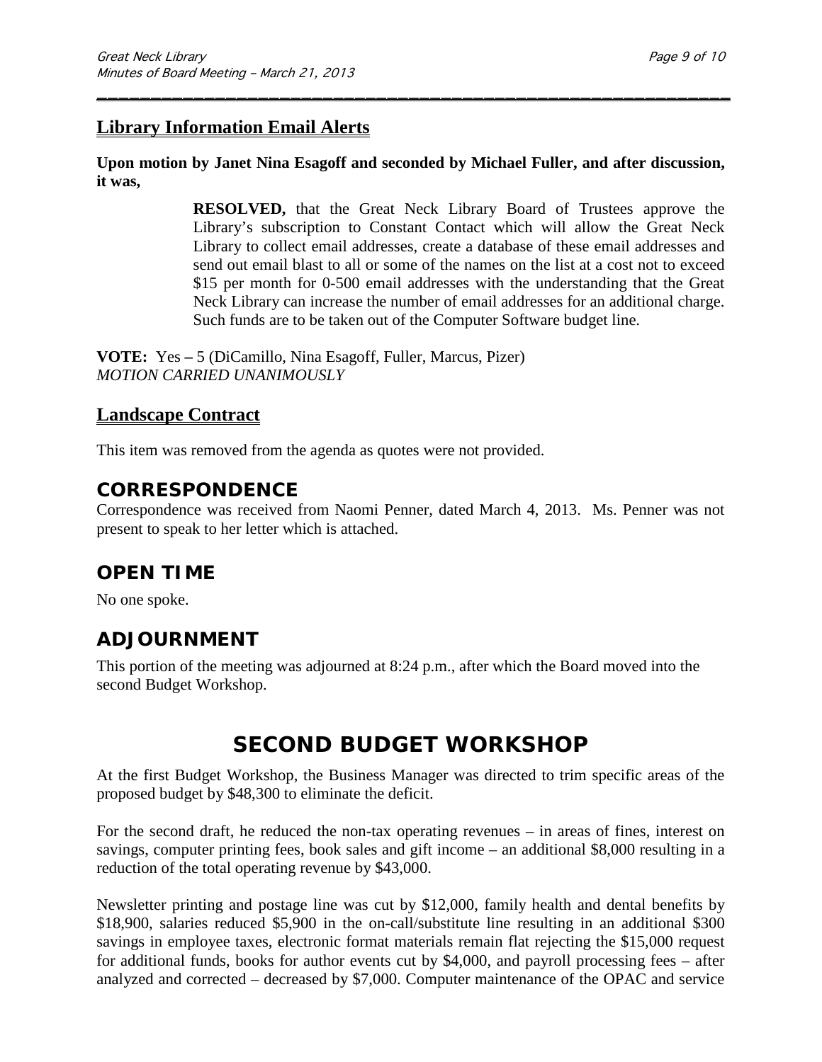## Library Information Email Alerts

**Upon motion by Janet Nina Esagoff and seconded by Michael Fuller, and after discussion, it was,**

> **RESOLVED,** that the Great Neck Library Board of Trustees approve the Library's subscription to Constant Contact which will allow the Great Neck Library to collect email addresses, create a database of these email addresses and send out email blast to all or some of the names on the list at a cost not to exceed \$15 per month for 0-500 email addresses with the understanding that the Great Neck Library can increase the number of email addresses for an additional charge. Such funds are to be taken out of the Computer Software budget line.

**VOTE:** Yes **–** 5 (DiCamillo, Nina Esagoff, Fuller, Marcus, Pizer)
*MOTION CARRIED UNANIMOUSLY*

## Landscape Contract

This item was removed from the agenda as quotes were not provided.

## CORRESPONDENCE

Correspondence was received from Naomi Penner, dated March 4, 2013. Ms. Penner was not present to speak to her letter which is attached.

## OPEN TIME

No one spoke.

## ADJOURNMENT

This portion of the meeting was adjourned at 8:24 p.m., after which the Board moved into the second Budget Workshop.

# SECOND BUDGET WORKSHOP

At the first Budget Workshop, the Business Manager was directed to trim specific areas of the proposed budget by \$48,300 to eliminate the deficit.

For the second draft, he reduced the non-tax operating revenues – in areas of fines, interest on savings, computer printing fees, book sales and gift income – an additional \$8,000 resulting in a reduction of the total operating revenue by \$43,000.

Newsletter printing and postage line was cut by \$12,000, family health and dental benefits by \$18,900, salaries reduced \$5,900 in the on-call/substitute line resulting in an additional \$300 savings in employee taxes, electronic format materials remain flat rejecting the \$15,000 request for additional funds, books for author events cut by \$4,000, and payroll processing fees – after analyzed and corrected – decreased by \$7,000. Computer maintenance of the OPAC and service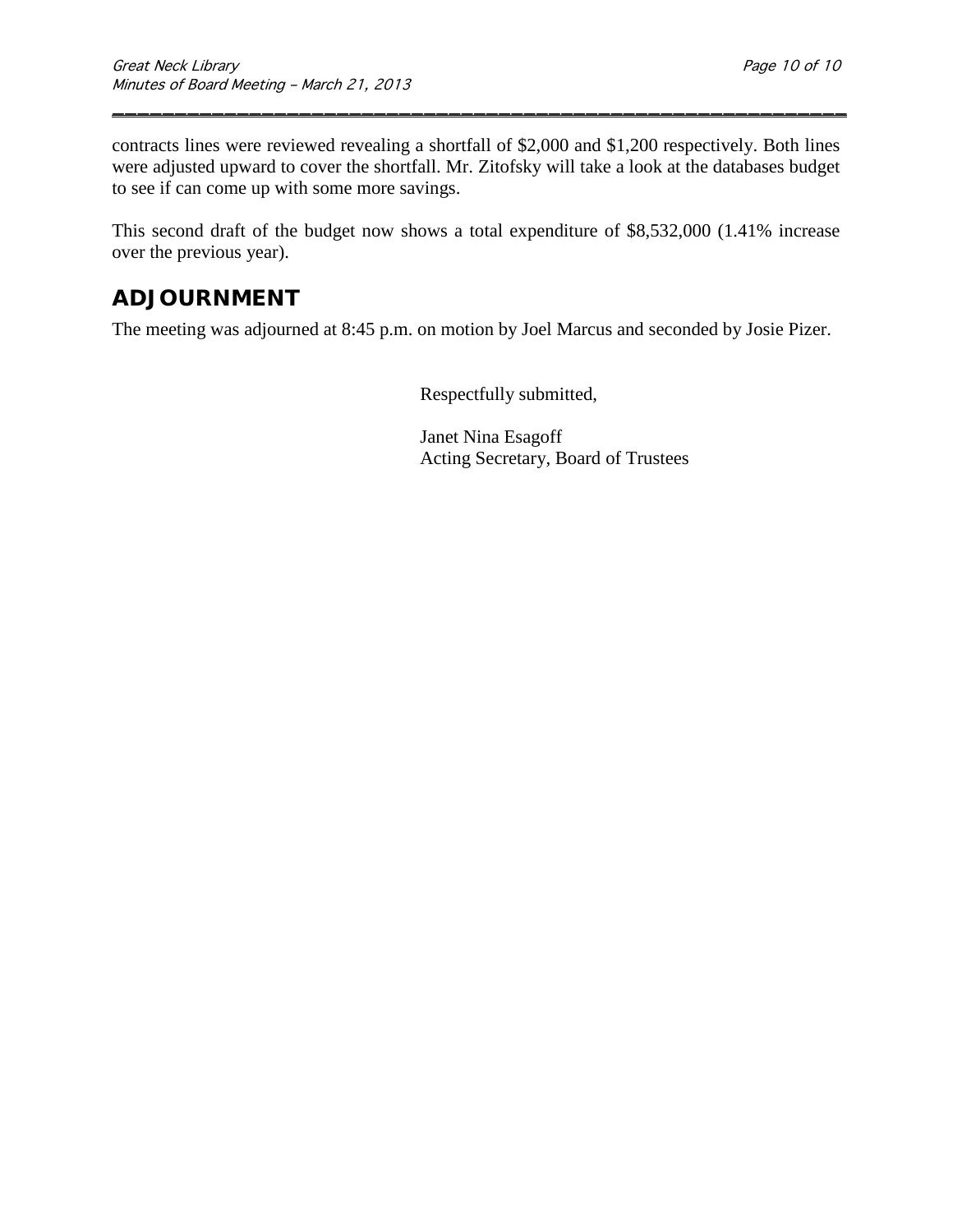contracts lines were reviewed revealing a shortfall of $2,000 and $1,200 respectively. Both lines were adjusted upward to cover the shortfall. Mr. Zitofsky will take a look at the databases budget to see if can come up with some more savings.

This second draft of the budget now shows a total expenditure of $8,532,000 (1.41% increase over the previous year).

## ADJOURNMENT

The meeting was adjourned at 8:45 p.m. on motion by Joel Marcus and seconded by Josie Pizer.

Respectfully submitted,

Janet Nina Esagoff
Acting Secretary, Board of Trustees